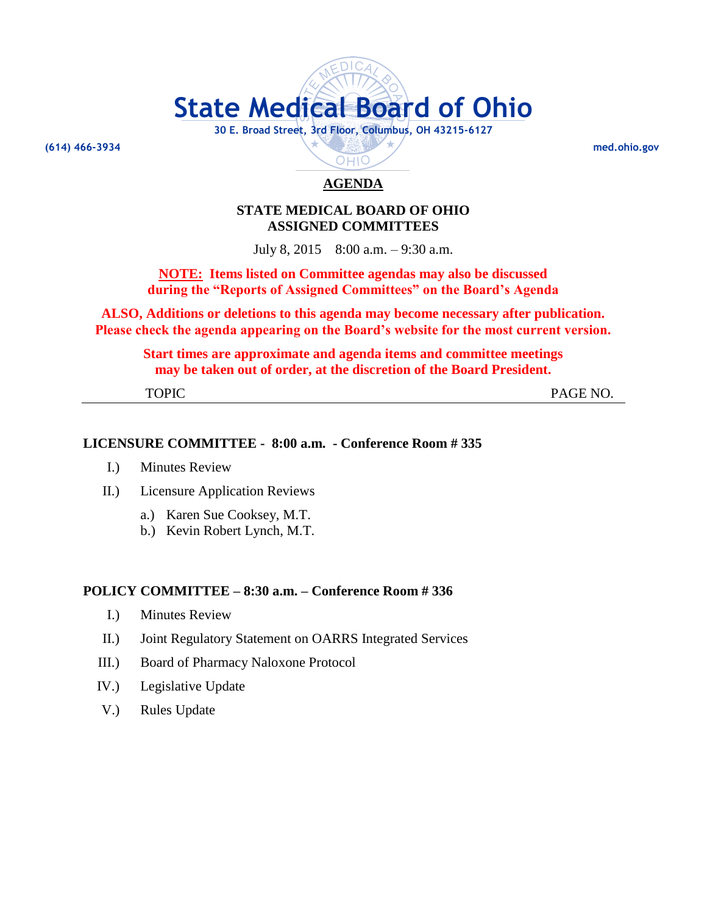# State Medical Board of Ohio

30 E. Broad Street, 3rd Floor, Columbus, OH 43215-6127

(614) 466-3934 med.ohio.gov

## AGENDA

**STATE MEDICAL BOARD OF OHIO**
**ASSIGNED COMMITTEES**

July 8, 2015 8:00 a.m. – 9:30 a.m.

**NOTE: Items listed on Committee agendas may also be discussed during the "Reports of Assigned Committees" on the Board's Agenda**

**ALSO, Additions or deletions to this agenda may become necessary after publication. Please check the agenda appearing on the Board's website for the most current version.**

**Start times are approximate and agenda items and committee meetings may be taken out of order, at the discretion of the Board President.**

TOPIC PAGE NO.

---

### LICENSURE COMMITTEE - 8:00 a.m. - Conference Room # 335

I.) Minutes Review

II.) Licensure Application Reviews

a.) Karen Sue Cooksey, M.T.
b.) Kevin Robert Lynch, M.T.

### POLICY COMMITTEE – 8:30 a.m. – Conference Room # 336

I.) Minutes Review

II.) Joint Regulatory Statement on OARRS Integrated Services

III.) Board of Pharmacy Naloxone Protocol

IV.) Legislative Update

V.) Rules Update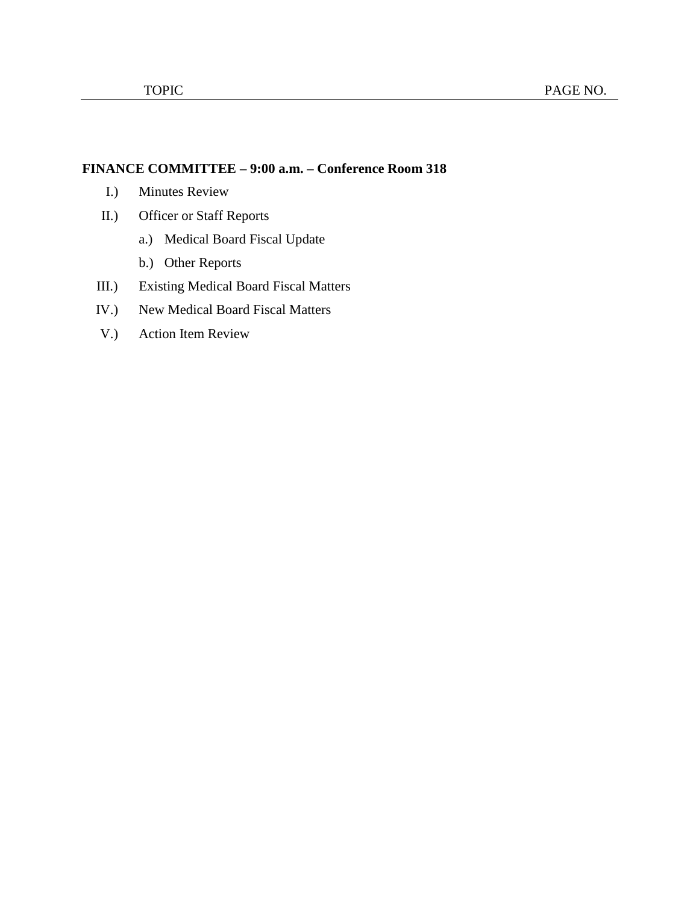| TOPIC | PAGE NO. |
|---|---|

**FINANCE COMMITTEE – 9:00 a.m. – Conference Room 318**

I.) Minutes Review

II.) Officer or Staff Reports

  a.) Medical Board Fiscal Update

  b.) Other Reports

III.) Existing Medical Board Fiscal Matters

IV.) New Medical Board Fiscal Matters

V.) Action Item Review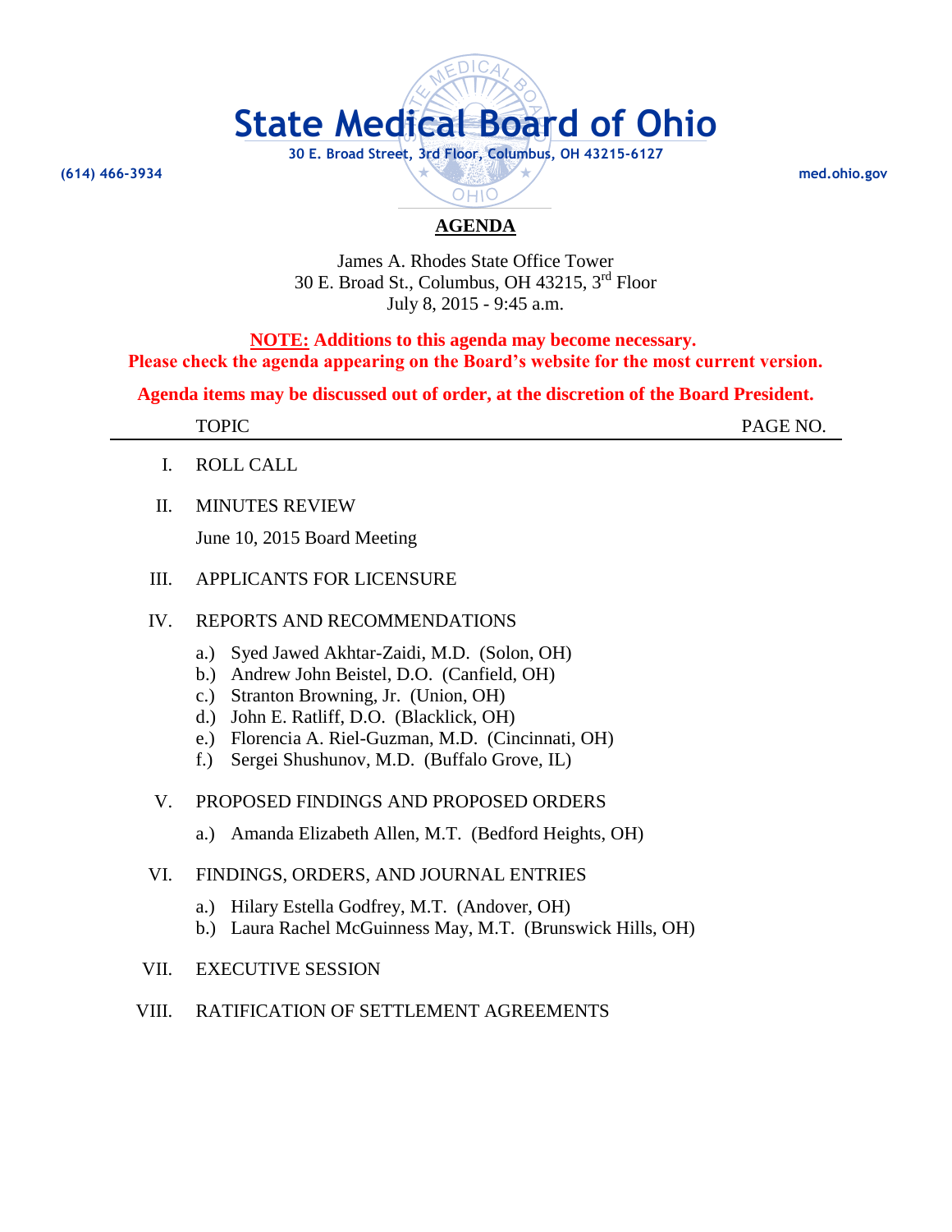# State Medical Board of Ohio

30 E. Broad Street, 3rd Floor, Columbus, OH 43215-6127

(614) 466-3934 med.ohio.gov

## AGENDA

James A. Rhodes State Office Tower
30 E. Broad St., Columbus, OH 43215, 3rd Floor
July 8, 2015 - 9:45 a.m.

**NOTE: Additions to this agenda may become necessary.**
**Please check the agenda appearing on the Board's website for the most current version.**

**Agenda items may be discussed out of order, at the discretion of the Board President.**

TOPIC PAGE NO.

I. ROLL CALL

II. MINUTES REVIEW

June 10, 2015 Board Meeting

III. APPLICANTS FOR LICENSURE

IV. REPORTS AND RECOMMENDATIONS

- a.) Syed Jawed Akhtar-Zaidi, M.D. (Solon, OH)
- b.) Andrew John Beistel, D.O. (Canfield, OH)
- c.) Stranton Browning, Jr. (Union, OH)
- d.) John E. Ratliff, D.O. (Blacklick, OH)
- e.) Florencia A. Riel-Guzman, M.D. (Cincinnati, OH)
- f.) Sergei Shushunov, M.D. (Buffalo Grove, IL)

V. PROPOSED FINDINGS AND PROPOSED ORDERS

- a.) Amanda Elizabeth Allen, M.T. (Bedford Heights, OH)

VI. FINDINGS, ORDERS, AND JOURNAL ENTRIES

- a.) Hilary Estella Godfrey, M.T. (Andover, OH)
- b.) Laura Rachel McGuinness May, M.T. (Brunswick Hills, OH)

VII. EXECUTIVE SESSION

VIII. RATIFICATION OF SETTLEMENT AGREEMENTS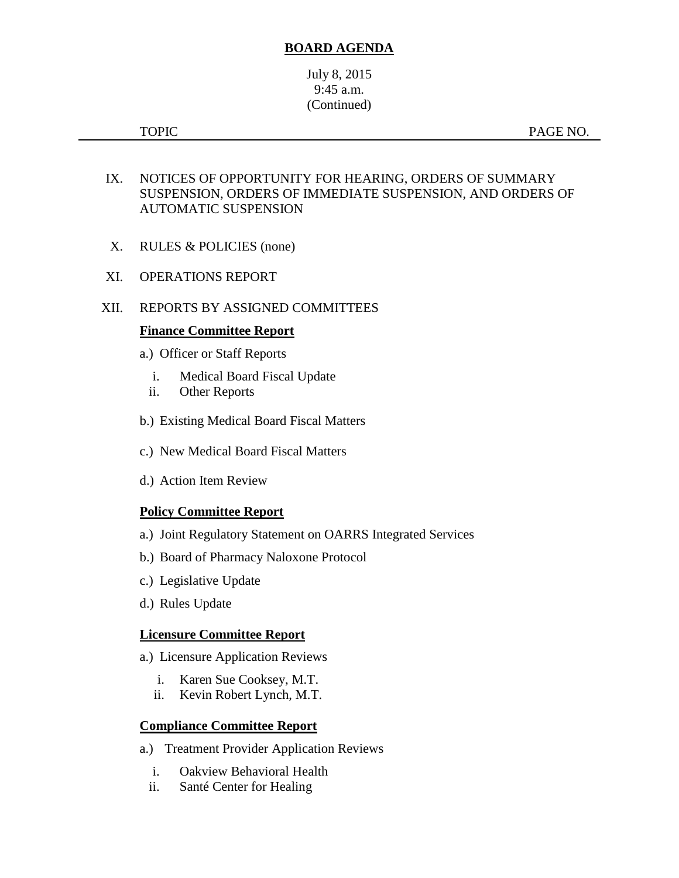# BOARD AGENDA

July 8, 2015
9:45 a.m.
(Continued)

TOPIC PAGE NO.

IX. NOTICES OF OPPORTUNITY FOR HEARING, ORDERS OF SUMMARY SUSPENSION, ORDERS OF IMMEDIATE SUSPENSION, AND ORDERS OF AUTOMATIC SUSPENSION

X. RULES & POLICIES (none)

XI. OPERATIONS REPORT

XII. REPORTS BY ASSIGNED COMMITTEES

**Finance Committee Report**

a.) Officer or Staff Reports

   i. Medical Board Fiscal Update
   ii. Other Reports

b.) Existing Medical Board Fiscal Matters

c.) New Medical Board Fiscal Matters

d.) Action Item Review

**Policy Committee Report**

a.) Joint Regulatory Statement on OARRS Integrated Services

b.) Board of Pharmacy Naloxone Protocol

c.) Legislative Update

d.) Rules Update

**Licensure Committee Report**

a.) Licensure Application Reviews

   i. Karen Sue Cooksey, M.T.
   ii. Kevin Robert Lynch, M.T.

**Compliance Committee Report**

a.) Treatment Provider Application Reviews

   i. Oakview Behavioral Health
   ii. Santé Center for Healing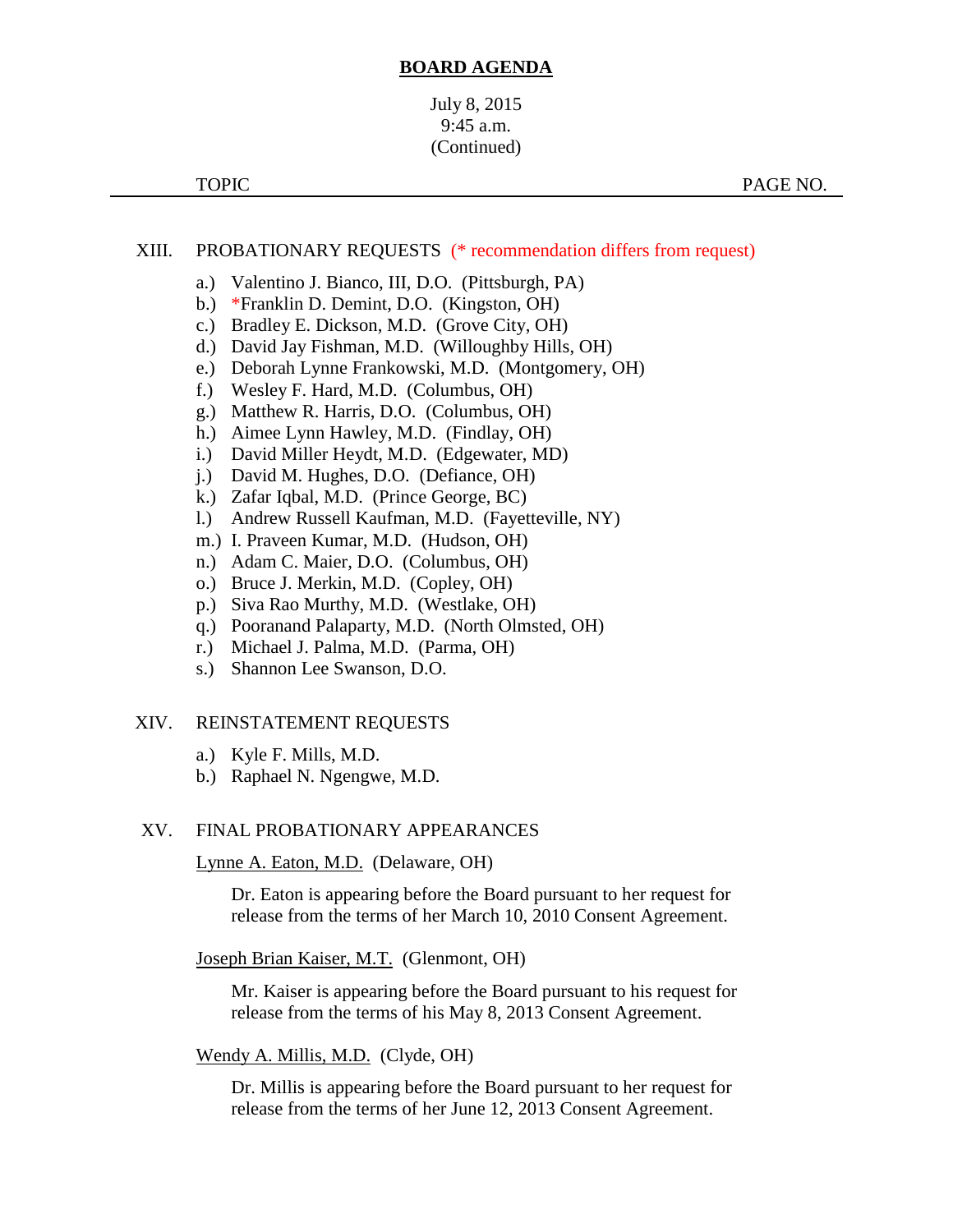# BOARD AGENDA

July 8, 2015
9:45 a.m.
(Continued)

TOPIC PAGE NO.

XIII. PROBATIONARY REQUESTS (* recommendation differs from request)

a.) Valentino J. Bianco, III, D.O. (Pittsburgh, PA)
b.) *Franklin D. Demint, D.O. (Kingston, OH)
c.) Bradley E. Dickson, M.D. (Grove City, OH)
d.) David Jay Fishman, M.D. (Willoughby Hills, OH)
e.) Deborah Lynne Frankowski, M.D. (Montgomery, OH)
f.) Wesley F. Hard, M.D. (Columbus, OH)
g.) Matthew R. Harris, D.O. (Columbus, OH)
h.) Aimee Lynn Hawley, M.D. (Findlay, OH)
i.) David Miller Heydt, M.D. (Edgewater, MD)
j.) David M. Hughes, D.O. (Defiance, OH)
k.) Zafar Iqbal, M.D. (Prince George, BC)
l.) Andrew Russell Kaufman, M.D. (Fayetteville, NY)
m.) I. Praveen Kumar, M.D. (Hudson, OH)
n.) Adam C. Maier, D.O. (Columbus, OH)
o.) Bruce J. Merkin, M.D. (Copley, OH)
p.) Siva Rao Murthy, M.D. (Westlake, OH)
q.) Pooranand Palaparty, M.D. (North Olmsted, OH)
r.) Michael J. Palma, M.D. (Parma, OH)
s.) Shannon Lee Swanson, D.O.

XIV. REINSTATEMENT REQUESTS

a.) Kyle F. Mills, M.D.
b.) Raphael N. Ngengwe, M.D.

XV. FINAL PROBATIONARY APPEARANCES

Lynne A. Eaton, M.D. (Delaware, OH)

Dr. Eaton is appearing before the Board pursuant to her request for release from the terms of her March 10, 2010 Consent Agreement.

Joseph Brian Kaiser, M.T. (Glenmont, OH)

Mr. Kaiser is appearing before the Board pursuant to his request for release from the terms of his May 8, 2013 Consent Agreement.

Wendy A. Millis, M.D. (Clyde, OH)

Dr. Millis is appearing before the Board pursuant to her request for release from the terms of her June 12, 2013 Consent Agreement.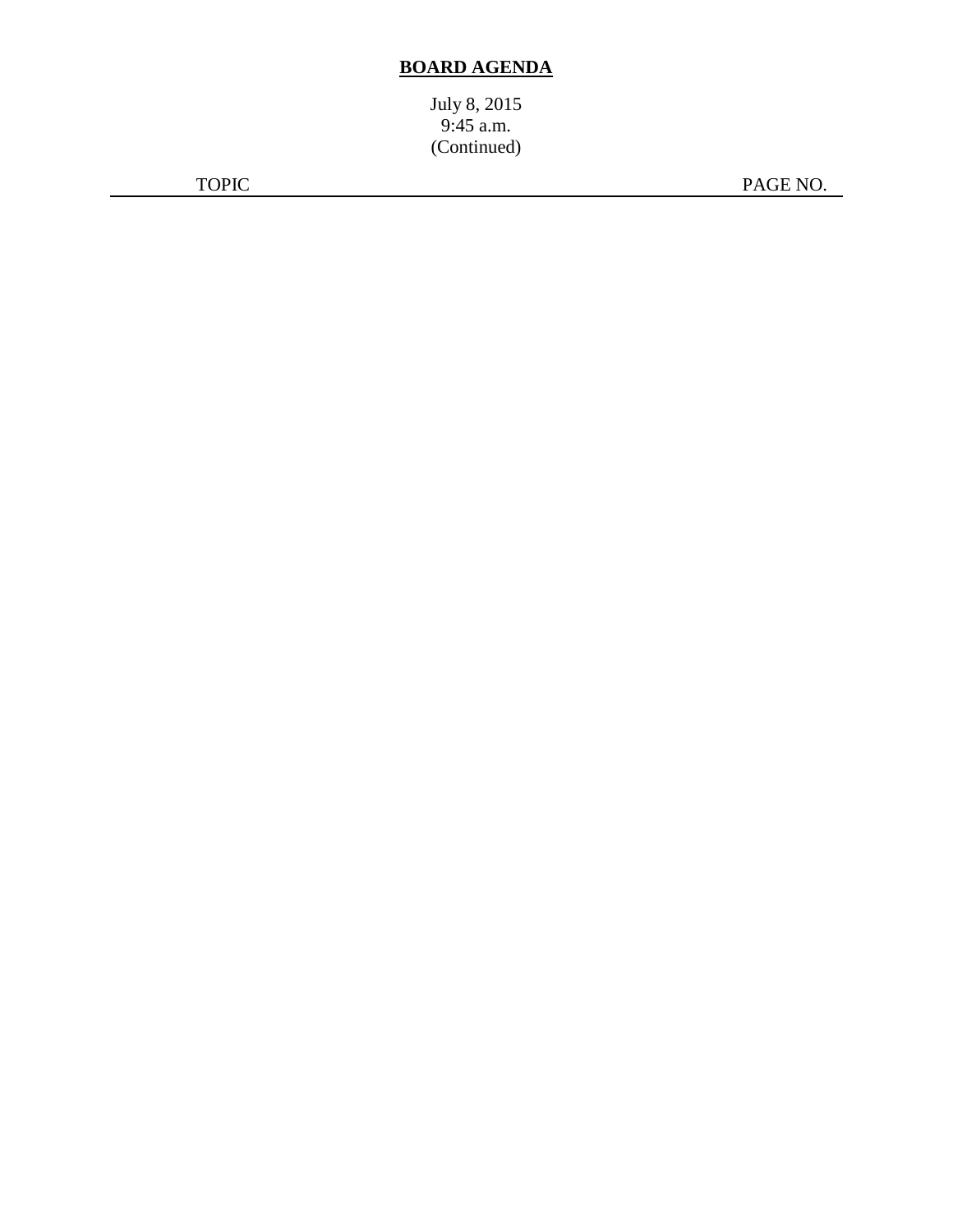# **BOARD AGENDA**

July 8, 2015
9:45 a.m.
(Continued)

| TOPIC | PAGE NO. |
| --- | --- |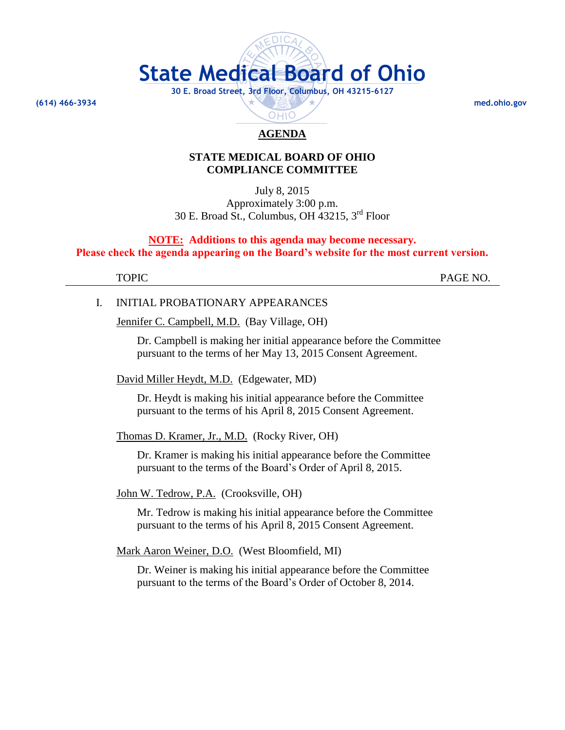# State Medical Board of Ohio

**30 E. Broad Street, 3rd Floor, Columbus, OH 43215-6127**

**(614) 466-3934** **med.ohio.gov**

## AGENDA

### STATE MEDICAL BOARD OF OHIO
### COMPLIANCE COMMITTEE

July 8, 2015
Approximately 3:00 p.m.
30 E. Broad St., Columbus, OH 43215, 3rd Floor

**NOTE: Additions to this agenda may become necessary.**
**Please check the agenda appearing on the Board's website for the most current version.**

TOPIC PAGE NO.

I. INITIAL PROBATIONARY APPEARANCES

Jennifer C. Campbell, M.D. (Bay Village, OH)

Dr. Campbell is making her initial appearance before the Committee pursuant to the terms of her May 13, 2015 Consent Agreement.

David Miller Heydt, M.D. (Edgewater, MD)

Dr. Heydt is making his initial appearance before the Committee pursuant to the terms of his April 8, 2015 Consent Agreement.

Thomas D. Kramer, Jr., M.D. (Rocky River, OH)

Dr. Kramer is making his initial appearance before the Committee pursuant to the terms of the Board's Order of April 8, 2015.

John W. Tedrow, P.A. (Crooksville, OH)

Mr. Tedrow is making his initial appearance before the Committee pursuant to the terms of his April 8, 2015 Consent Agreement.

Mark Aaron Weiner, D.O. (West Bloomfield, MI)

Dr. Weiner is making his initial appearance before the Committee pursuant to the terms of the Board's Order of October 8, 2014.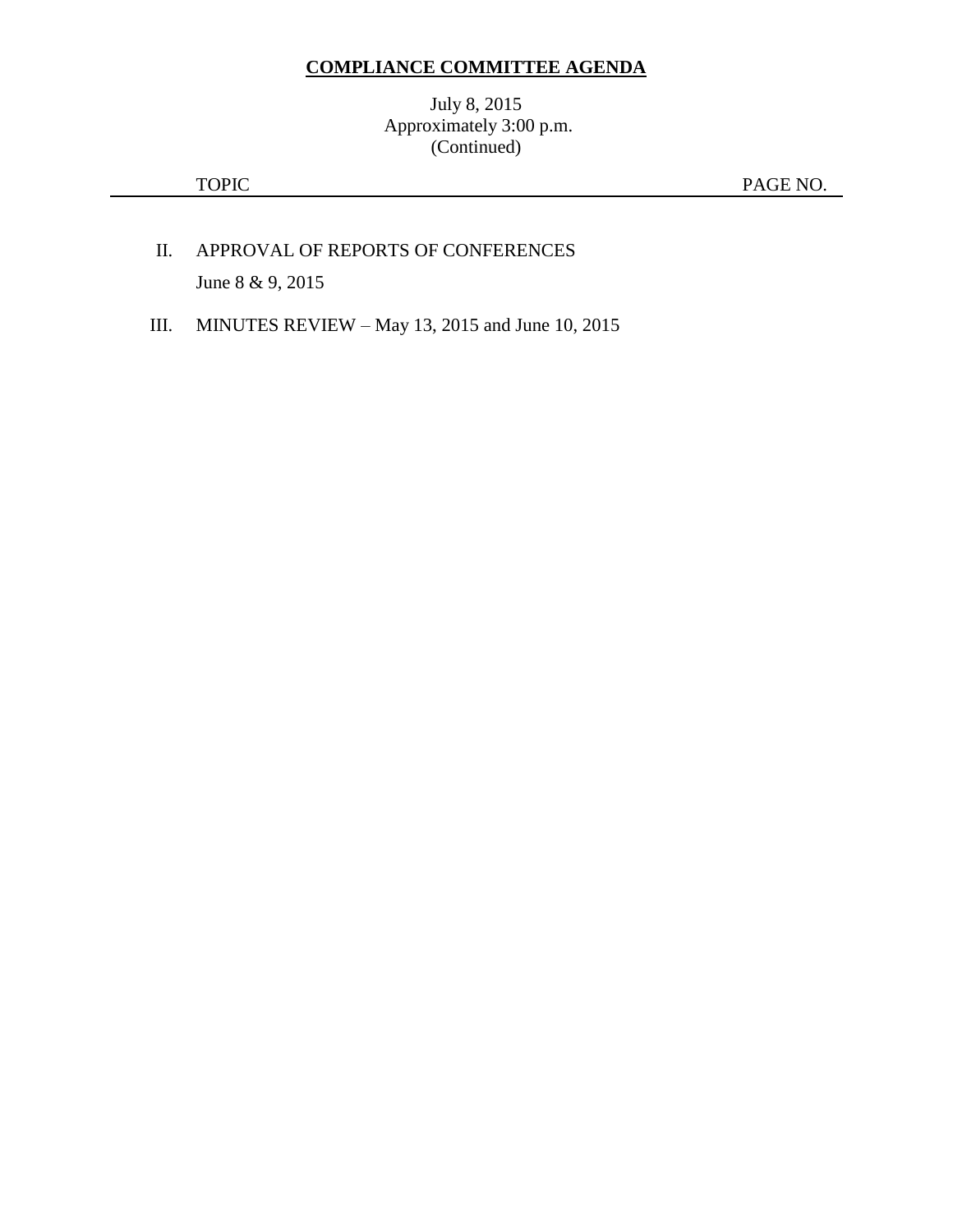# COMPLIANCE COMMITTEE AGENDA

July 8, 2015
Approximately 3:00 p.m.
(Continued)

| TOPIC | PAGE NO. |
| --- | --- |
| II. APPROVAL OF REPORTS OF CONFERENCES<br>June 8 & 9, 2015 | |
| III. MINUTES REVIEW – May 13, 2015 and June 10, 2015 | |